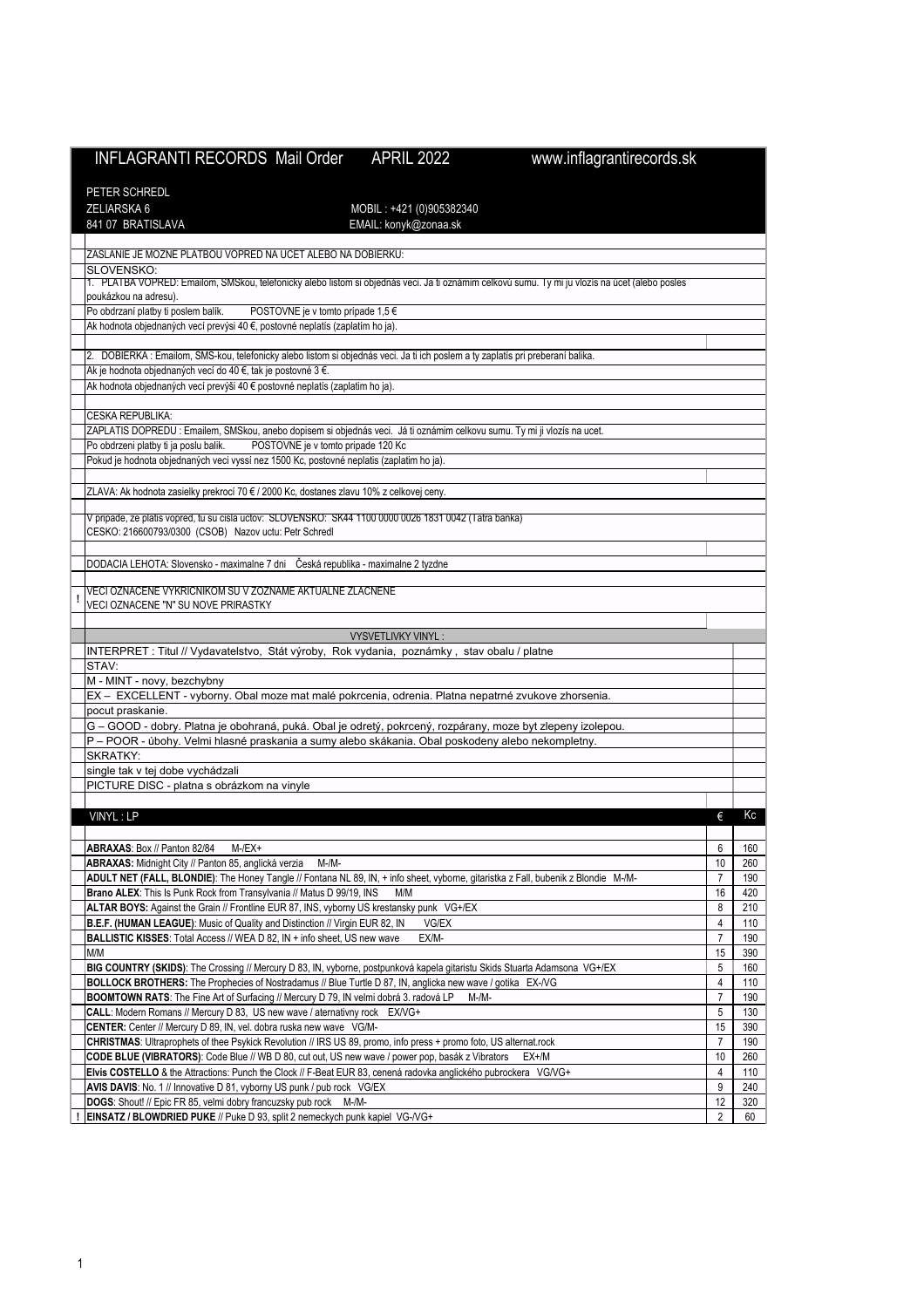# INFLAGRANTI RECORDS Mail Order APRIL 2022 www.inflagrantirecords.sk

PETER SCHREDL
ZELIARSKA 6
841 07 BRATISLAVA

MOBIL : +421 (0)905382340
EMAIL: konyk@zonaa.sk

ZASLANIE JE MOZNE PLATBOU VOPRED NA UCET ALEBO NA DOBIERKU:

SLOVENSKO:

1. PLATBA VOPRED: Emailom, SMSkou, telefonicky alebo listom si objednás veci. Ja ti oznámim celkovú sumu. Ty mi ju vložis na ucet (alebo posles poukázkou na adresu).
Po obdrzaní platby ti poslem balík. POSTOVNE je v tomto prípade 1,5 €
Ak hodnota objednaných vecí prevýsi 40 €, postovné neplatís (zaplatím ho ja).

2. DOBIERKA : Emailom, SMS-kou, telefonicky alebo listom si objednás veci. Ja ti ich poslem a ty zaplatís pri preberaní balíka.
Ak je hodnota objednaných vecí do 40 €, tak je postovné 3 €.
Ak hodnota objednaných vecí prevýši 40 € postovné neplatís (zaplatím ho ja).

CESKA REPUBLIKA:

ZAPLATIS DOPREDU : Emailem, SMSkou, anebo dopisem si objednás vecí. Já ti oznámim celkovou sumu. Ty mi ji vlozís na ucet.
Po obdrzeni platby ti ja poslu balík. POSTOVNE je v tomto prípade 120 Kc
Pokud je hodnota objednaných veci vyssí nez 1500 Kc, postovné neplatís (zaplatím ho ja).

ZLAVA: Ak hodnota zasielky prekrocí 70 € / 2000 Kc, dostanes zlavu 10% z celkovej ceny.

V pripade, ze platis vopred, tu su cisla uctov: SLOVENSKO: SK44 1100 0000 0026 1831 0042 (Tatra banka)
CESKO: 216600793/0300 (CSOB) Nazov uctu: Petr Schredl

DODACIA LEHOTA: Slovensko - maximalne 7 dni Česká republika - maximalne 2 tyzdne

! VECI OZNACENE VYKRICNIKOM SU V ZOZNAME AKTUALNE ZLACNENE
VECI OZNACENE "N" SU NOVE PRIRASTKY

VYSVETLIVKY VINYL :

INTERPRET : Titul // Vydavatelstvo, Stát výroby, Rok vydania, poznámky , stav obalu / platne

STAV:
M - MINT - novy, bezchybny
EX – EXCELLENT - vyborny. Obal moze mat malé pokrcenia, odrenia. Platna nepatrné zvukove zhorsenia. pocut praskanie.
G – GOOD - dobry. Platna je obohraná, puká. Obal je odretý, pokrcený, rozpárany, moze byt zlepeny izolepou.
P – POOR - úbohy. Velmi hlasné praskania a sumy alebo skákania. Obal poskodeny alebo nekompletny.

SKRATKY:
single tak v tej dobe vychádzali
PICTURE DISC - platna s obrázkom na vinyle

| | VINYL : LP | € | Kc |
|---|---|---|---|
| | **ABRAXAS**: Box // Panton 82/84 M-/EX+ | 6 | 160 |
| | **ABRAXAS:** Midnight City // Panton 85, anglická verzia M-/M- | 10 | 260 |
| | **ADULT NET (FALL, BLONDIE)**: The Honey Tangle // Fontana NL 89, IN, + info sheet, vyborne, gitaristka z Fall, bubenik z Blondie M-/M- | 7 | 190 |
| | **Brano ALEX**: This Is Punk Rock from Transylvania // Matus D 99/19, INS M/M | 16 | 420 |
| | **ALTAR BOYS:** Against the Grain // Frontline EUR 87, INS, vyborny US krestansky punk VG+/EX | 8 | 210 |
| | **B.E.F. (HUMAN LEAGUE)**: Music of Quality and Distinction // Virgin EUR 82, IN VG/EX | 4 | 110 |
| | **BALLISTIC KISSES**: Total Access // WEA D 82, IN + info sheet, US new wave EX/M- | 7 | 190 |
| | M/M | 15 | 390 |
| | **BIG COUNTRY (SKIDS)**: The Crossing // Mercury D 83, IN, vyborne, postpunková kapela gitaristu Skids Stuarta Adamsona VG+/EX | 5 | 160 |
| | **BOLLOCK BROTHERS:** The Prophecies of Nostradamus // Blue Turtle D 87, IN, anglicka new wave / gotika EX-/VG | 4 | 110 |
| | **BOOMTOWN RATS**: The Fine Art of Surfacing // Mercury D 79, IN velmi dobrá 3. radová LP M-/M- | 7 | 190 |
| | **CALL**: Modern Romans // Mercury D 83, US new wave / aternativny rock EX/VG+ | 5 | 130 |
| | **CENTER:** Center // Mercury D 89, IN, vel. dobra ruska new wave VG/M- | 15 | 390 |
| | **CHRISTMAS**: Ultraprophets of thee Psykick Revolution // IRS US 89, promo, info press + promo foto, US alternat.rock | 7 | 190 |
| | **CODE BLUE (VIBRATORS)**: Code Blue // WB D 80, cut out, US new wave / power pop, basák z Vibrators EX+/M | 10 | 260 |
| | **Elvis COSTELLO** & the Attractions: Punch the Clock // F-Beat EUR 83, cenená radovka anglického pubrockera VG/VG+ | 4 | 110 |
| | **AVIS DAVIS**: No. 1 // Innovative D 81, vyborny US punk / pub rock VG/EX | 9 | 240 |
| | **DOGS**: Shout! // Epic FR 85, velmi dobry francuzsky pub rock M-/M- | 12 | 320 |
| ! | **EINSATZ / BLOWDRIED PUKE** // Puke D 93, split 2 nemeckych punk kapiel VG-/VG+ | 2 | 60 |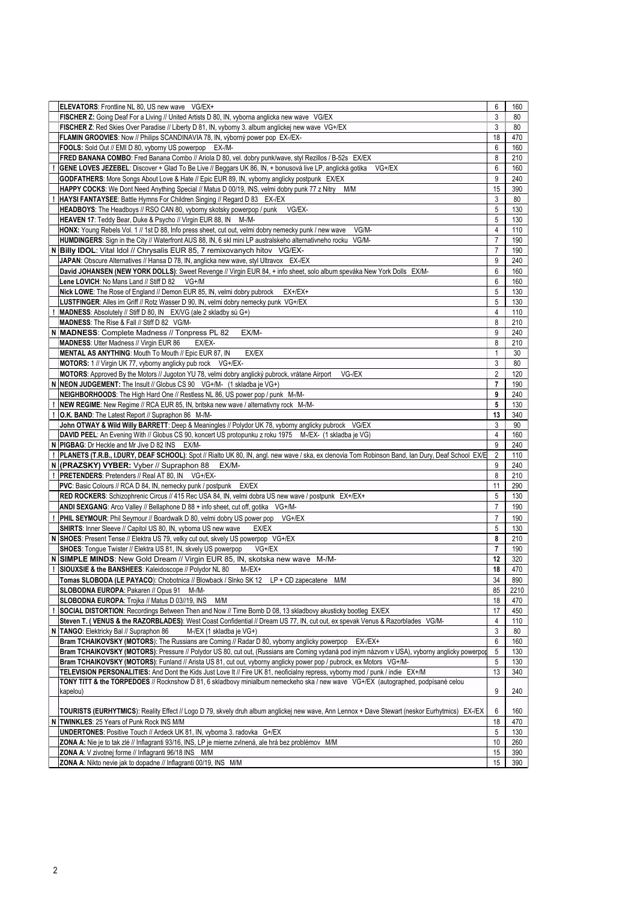| | | | |
|---|---|---|---|
| | **ELEVATORS**: Frontline NL 80, US new wave VG/EX+ | 6 | 160 |
| | **FISCHER Z:** Going Deaf For a Living // United Artists D 80, IN, vyborna anglicka new wave VG/EX | 3 | 80 |
| | **FISCHER Z**: Red Skies Over Paradise // Liberty D 81, IN, vybomy 3. album anglickej new wave VG+/EX | 3 | 80 |
| | **FLAMIN GROOVIES**: Now // Philips SCANDINAVIA 78, IN, výborný power pop EX-/EX- | 18 | 470 |
| | **FOOLS:** Sold Out // EMI D 80, vyborny US powerpop EX-/M- | 6 | 160 |
| | **FRED BANANA COMBO**: Fred Banana Combo // Ariola D 80, vel. dobry punk/wave, styl Rezillos / B-52s EX/EX | 8 | 210 |
| ! | **GENE LOVES JEZEBEL**: Discover + Glad To Be Live // Beggars UK 86, IN, + bonusová live LP, anglická gotika VG+/EX | 6 | 160 |
| | **GODFATHERS**: More Songs About Love & Hate // Epic EUR 89, IN, vyborny anglicky postpunk EX/EX | 9 | 240 |
| | **HAPPY COCKS**: We Dont Need Anything Special // Matus D 00/19, INS, velmi dobry punk 77 z Nitry M/M | 15 | 390 |
| ! | **HAYSI FANTAYSEE**: Battle Hymns For Children Singing // Regard D 83 EX-/EX | 3 | 80 |
| | **HEADBOYS**: The Headboys // RSO CAN 80, vyborny skotsky powerpop / punk VG/EX- | 5 | 130 |
| | **HEAVEN 17**: Teddy Bear, Duke & Psycho // Virgin EUR 88, IN M-/M- | 5 | 130 |
| | **HONX:** Young Rebels Vol. 1 // 1st D 88, Info press sheet, cut out, velmi dobry nemecky punk / new wave VG/M- | 4 | 110 |
| | **HUMDINGERS**: Sign in the City // Waterfront AUS 88, IN, 6 skl mini LP australskeho alternativneho rocku VG/M- | 7 | 190 |
| N | **Billy IDOL**: Vital Idol // Chrysalis EUR 85, 7 remixovanych hitov VG/EX- | 7 | 190 |
| | **JAPAN**: Obscure Alternatives // Hansa D 78, IN, anglicka new wave, styl Ultravox EX-/EX | 9 | 240 |
| | **David JOHANSEN (NEW YORK DOLLS)**: Sweet Revenge // Virgin EUR 84, + info sheet, solo album spevaka New York Dolls EX/M- | 6 | 160 |
| | **Lene LOVICH**: No Mans Land // Stiff D 82 VG+/M | 6 | 160 |
| | **Nick LOWE**: The Rose of England // Demon EUR 85, IN, velmi dobry pubrock EX+/EX+ | 5 | 130 |
| | **LUSTFINGER**: Alles im Griff // Rotz Wasser D 90, IN, velmi dobry nemecky punk VG+/EX | 5 | 130 |
| ! | **MADNESS**: Absolutely // Stiff D 80, IN EX/VG (ale 2 skladby sú G+) | 4 | 110 |
| | **MADNESS**: The Rise & Fall // Stiff D 82 VG/M- | 8 | 210 |
| N | **MADNESS**: Complete Madness // Tonpress PL 82 EX/M- | 9 | 240 |
| | **MADNESS**: Utter Madness // Virgin EUR 86 EX/EX- | 8 | 210 |
| | **MENTAL AS ANYTHING**: Mouth To Mouth // Epic EUR 87, IN EX/EX | 1 | 30 |
| | **MOTORS:** 1 // Virgin UK 77, vyborny anglicky pub rock VG+/EX- | 3 | 80 |
| | **MOTORS**: Approved By the Motors // Jugoton YU 78, velmi dobry anglický pubrock, vrátane Airport VG-/EX | 2 | 120 |
| N | **NEON JUDGEMENT:** The Insult // Globus CS 90 VG+/M- (1 skladba je VG+) | 7 | 190 |
| | **NEIGHBORHOODS**: The High Hard One // Restless NL 86, US power pop / punk M-/M- | 9 | 240 |
| ! | **NEW REGIME**: New Regime // RCA EUR 85, IN, britska new wave / alternativny rock M-/M- | 5 | 130 |
| ! | **O.K. BAND**: The Latest Report // Supraphon 86 M-/M- | 13 | 340 |
| | **John OTWAY & Wild Willy BARRETT**: Deep & Meaningles // Polydor UK 78, vyborny anglicky pubrock VG/EX | 3 | 90 |
| | **DAVID PEEL**: An Evening With // Globus CS 90, koncert US protopunku z roku 1975 M-/EX- (1 skladba je VG) | 4 | 160 |
| N | **PIGBAG**: Dr Heckle and Mr Jive D 82 INS EX/M- | 9 | 240 |
| ! | **PLANETS (T.R.B., I.DURY, DEAF SCHOOL)**: Spot // Rialto UK 80, IN, angl. new wave / ska, ex clenovia Tom Robinson Band, Ian Dury, Deaf School EX/E | 2 | 110 |
| N | **(PRAZSKY) VYBER:** Vyber // Supraphon 88 EX/M- | 9 | 240 |
| ! | **PRETENDERS**: Pretenders // Real AT 80, IN VG+/EX- | 8 | 210 |
| | **PVC**: Basic Colours // RCA D 84, IN, nemecky punk / postpunk EX/EX | 11 | 290 |
| | **RED ROCKERS**: Schizophrenic Circus // 415 Rec USA 84, IN, velmi dobra US new wave / postpunk EX+/EX+ | 5 | 130 |
| | **ANDI SEXGANG**: Arco Valley // Bellaphone D 88 + info sheet, cut off, gotika VG+/M- | 7 | 190 |
| ! | **PHIL SEYMOUR**: Phil Seymour // Boardwalk D 80, velmi dobry US power pop VG+/EX | 7 | 190 |
| | **SHIRTS**: Inner Sleeve // Capitol US 80, IN, vyborna US new wave EX/EX | 5 | 130 |
| N | **SHOES**: Present Tense // Elektra US 79, velky cut out, skvely US powerpop VG+/EX | 8 | 210 |
| | **SHOES**: Tongue Twister // Elektra US 81, IN, skvely US powerpop VG+/EX | 7 | 190 |
| N | **SIMPLE MINDS**: New Gold Dream // Virgin EUR 85, IN, skotska new wave M-/M- | 12 | 320 |
| ! | **SIOUXSIE & the BANSHEES**: Kaleidoscope // Polydor NL 80 M-/EX+ | 18 | 470 |
| | **Tomas SLOBODA (LE PAYACO)**: Chobotnica // Blowback / Slnko SK 12 LP + CD zapecatene M/M | 34 | 890 |
| | **SLOBODNA EUROPA**: Pakaren // Opus 91 M-/M- | 85 | 2210 |
| | **SLOBODNA EUROPA**: Trojka // Matus D 03//19, INS M/M | 18 | 470 |
| ! | **SOCIAL DISTORTION**: Recordings Between Then and Now // Time Bomb D 08, 13 skladbovy akusticky bootleg EX/EX | 17 | 450 |
| | **Steven T. ( VENUS & the RAZORBLADES)**: West Coast Confidential // Dream US 77, IN, cut out, ex spevak Venus & Razorblades VG/M- | 4 | 110 |
| N | **TANGO**: Elektricky Bal // Supraphon 86 M-/EX (1 skladba je VG+) | 3 | 80 |
| | **Bram TCHAIKOVSKY (MOTORS)**: The Russians are Coming // Radar D 80, vyborny anglicky powerpop EX-/EX+ | 6 | 160 |
| | **Bram TCHAIKOVSKY (MOTORS)**: Pressure // Polydor US 80, cut out, (Russians are Coming vydaná pod iným názvom v USA), vyborny anglicky powerpop | 5 | 130 |
| | **Bram TCHAIKOVSKY (MOTORS)**: Funland // Arista US 81, cut out, vyborny anglicky power pop / pubrock, ex Motors VG+/M- | 5 | 130 |
| | **TELEVISION PERSONALITIES:** And Dont the Kids Just Love It // Fire UK 81, neoficialny repress, vyborny mod / punk / indie EX+/M | 13 | 340 |
| | **TONY TITT & the TORPEDOES** // Rocknshow D 81, 6 skladbovy minialbum nemeckeho ska / new wave VG+/EX (autographed, podpísané celou kapelou) | 9 | 240 |
| | **TOURISTS (EURHYTMICS)**: Reality Effect // Logo D 79, skvely druh album anglickej new wave, Ann Lennox + Dave Stewart (neskor Eurhytmics) EX-/EX | 6 | 160 |
| N | **TWINKLES**: 25 Years of Punk Rock INS M/M | 18 | 470 |
| | **UNDERTONES**: Positive Touch // Ardeck UK 81, IN, vyborna 3. radovka G+/EX | 5 | 130 |
| | **ZONA A:** Nie je to tak zlé // Inflagranti 93/16, INS, LP je mierne zvlnená, ale hrá bez problémov M/M | 10 | 260 |
| | **ZONA A**: V zivotnej forme // Inflagranti 96/18 INS M/M | 15 | 390 |
| | **ZONA A**: Nikto nevie jak to dopadne // Inflagranti 00/19, INS M/M | 15 | 390 |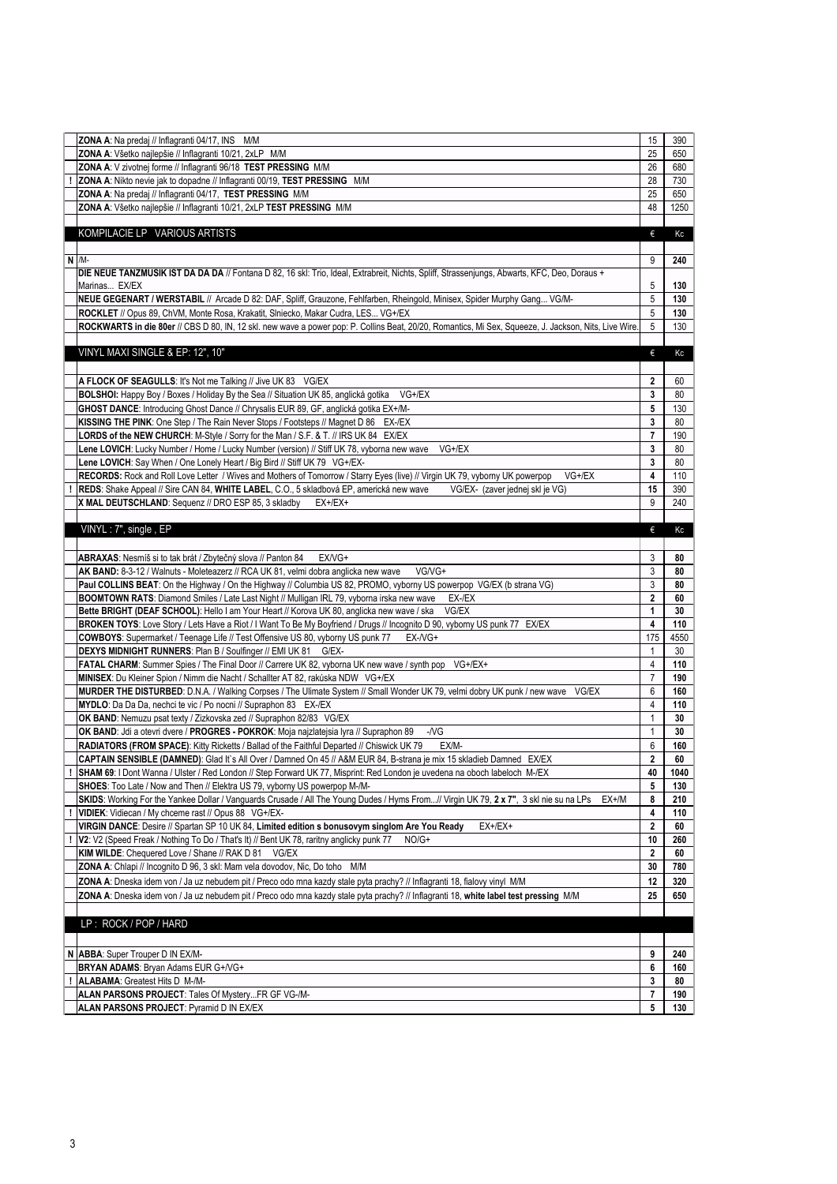| | | € | Kc |
|---|---|---|---|
| | **ZONA A**: Na predaj // Inflagranti 04/17, INS M/M | 15 | 390 |
| | **ZONA A**: Všetko najlepšie // Inflagranti 10/21, 2xLP M/M | 25 | 650 |
| | **ZONA A**: V zivotnej forme // Inflagranti 96/18 **TEST PRESSING** M/M | 26 | 680 |
| ! | **ZONA A**: Nikto nevie jak to dopadne // Inflagranti 00/19, **TEST PRESSING** M/M | 28 | 730 |
| | **ZONA A**: Na predaj // Inflagranti 04/17, **TEST PRESSING** M/M | 25 | 650 |
| | **ZONA A**: Všetko najlepšie // Inflagranti 10/21, 2xLP **TEST PRESSING** M/M | 48 | 1250 |

## KOMPILACIE LP VARIOUS ARTISTS

| | | € | Kc |
|---|---|---|---|
| N | /M- | 9 | **240** |
| | **DIE NEUE TANZMUSIK IST DA DA DA** // Fontana D 82, 16 skl: Trio, Ideal, Extrabreit, Nichts, Spliff, Strassenjungs, Abwarts, KFC, Deo, Doraus + Marinas... EX/EX | 5 | **130** |
| | **NEUE GEGENART / WERSTABIL** // Arcade D 82: DAF, Spliff, Grauzone, Fehlfarben, Rheingold, Minisex, Spider Murphy Gang... VG/M- | 5 | **130** |
| | **ROCKLET** // Opus 89, ChVM, Monte Rosa, Krakatit, Slniecko, Makar Cudra, LES... VG+/EX | 5 | **130** |
| | **ROCKWARTS in die 80er** // CBS D 80, IN, 12 skl. new wave a power pop: P. Collins Beat, 20/20, Romantics, Mi Sex, Squeeze, J. Jackson, Nits, Live Wire. | 5 | 130 |

## VINYL MAXI SINGLE & EP: 12", 10"

| | | € | Kc |
|---|---|---|---|
| | **A FLOCK OF SEAGULLS**: It's Not me Talking // Jive UK 83 VG/EX | **2** | 60 |
| | **BOLSHOI:** Happy Boy / Boxes / Holiday By the Sea // Situation UK 85, anglická gotika VG+/EX | **3** | 80 |
| | **GHOST DANCE**: Introducing Ghost Dance // Chrysalis EUR 89, GF, anglická gotika EX+/M- | **5** | 130 |
| | **KISSING THE PINK**: One Step / The Rain Never Stops / Footsteps // Magnet D 86 EX-/EX | **3** | 80 |
| | **LORDS of the NEW CHURCH**: M-Style / Sorry for the Man / S.F. & T. // IRS UK 84 EX/EX | **7** | 190 |
| | **Lene LOVICH**: Lucky Number / Home / Lucky Number (version) // Stiff UK 78, vyborna new wave VG+/EX | **3** | 80 |
| | **Lene LOVICH**: Say When / One Lonely Heart / Big Bird // Stiff UK 79 VG+/EX- | **3** | 80 |
| | **RECORDS:** Rock and Roll Love Letter / Wives and Mothers of Tomorrow / Starry Eyes (live) // Virgin UK 79, vyborny UK powerpop VG+/EX | **4** | 110 |
| ! | **REDS**: Shake Appeal // Sire CAN 84, **WHITE LABEL**, C.O., 5 skladbová EP, americká new wave VG/EX- (zaver jednej skl je VG) | **15** | 390 |
| | **X MAL DEUTSCHLAND**: Sequenz // DRO ESP 85, 3 skladby EX+/EX+ | 9 | 240 |

## VINYL : 7", single , EP

| | | € | Kc |
|---|---|---|---|
| | **ABRAXAS**: Nesmíš si to tak brát / Zbytečný slova // Panton 84 EX/VG+ | 3 | **80** |
| | **AK BAND:** 8-3-12 / Walnuts - Moleteazerz // RCA UK 81, velmi dobra anglicka new wave VG/VG+ | 3 | **80** |
| | **Paul COLLINS BEAT**: On the Highway / On the Highway // Columbia US 82, PROMO, vyborny US powerpop VG/EX (b strana VG) | 3 | **80** |
| | **BOOMTOWN RATS**: Diamond Smiles / Late Last Night // Mulligan IRL 79, vyborna irska new wave EX-/EX | **2** | **60** |
| | **Bette BRIGHT (DEAF SCHOOL)**: Hello I am Your Heart // Korova UK 80, anglicka new wave / ska VG/EX | **1** | **30** |
| | **BROKEN TOYS**: Love Story / Lets Have a Riot / I Want To Be My Boyfriend / Drugs // Incognito D 90, vyborny US punk 77 EX/EX | **4** | **110** |
| | **COWBOYS**: Supermarket / Teenage Life // Test Offensive US 80, vyborny US punk 77 EX-/VG+ | 175 | 4550 |
| | **DEXYS MIDNIGHT RUNNERS**: Plan B / Soulfinger // EMI UK 81 G/EX- | 1 | 30 |
| | **FATAL CHARM**: Summer Spies / The Final Door // Carrere UK 82, vyborna UK new wave / synth pop VG+/EX+ | 4 | **110** |
| | **MINISEX**: Du Kleiner Spion / Nimm die Nacht / Schallter AT 82, rakúska NDW VG+/EX | 7 | **190** |
| | **MURDER THE DISTURBED**: D.N.A. / Walking Corpses / The Ulimate System // Small Wonder UK 79, velmi dobry UK punk / new wave VG/EX | 6 | **160** |
| | **MYDLO**: Da Da Da, nechci te vic / Po nocni // Supraphon 83 EX-/EX | 4 | **110** |
| | **OK BAND**: Nemuzu psat texty / Zizkovska zed // Supraphon 82/83 VG/EX | 1 | **30** |
| | **OK BAND**: Jdi a otevri dvere / **PROGRES - POKROK**: Moja najzlatejsia lyra // Supraphon 89 -/VG | 1 | **30** |
| | **RADIATORS (FROM SPACE)**: Kitty Ricketts / Ballad of the Faithful Departed // Chiswick UK 79 EX/M- | 6 | **160** |
| | **CAPTAIN SENSIBLE (DAMNED)**: Glad It`s All Over / Damned On 45 // A&M EUR 84, B-strana je mix 15 skladieb Damned EX/EX | **2** | **60** |
| ! | **SHAM 69**: I Dont Wanna / Ulster / Red London // Step Forward UK 77, Misprint: Red London je uvedena na oboch labeloch M-/EX | **40** | **1040** |
| | **SHOES**: Too Late / Now and Then // Elektra US 79, vyborny US powerpop M-/M- | **5** | **130** |
| | **SKIDS**: Working For the Yankee Dollar / Vanguards Crusade / All The Young Dudes / Hyms From...// Virgin UK 79, **2 x 7"**, 3 skl nie su na LPs EX+/M | **8** | **210** |
| ! | **VIDIEK**: Vidiecan / My chceme rast // Opus 88 VG+/EX- | **4** | **110** |
| | **VIRGIN DANCE**: Desire // Spartan SP 10 UK 84, **Limited edition s bonusovym singlom Are You Ready** EX+/EX+ | **2** | **60** |
| ! | **V2**: V2 (Speed Freak / Nothing To Do / That's It) // Bent UK 78, raritny anglicky punk 77 NO/G+ | **10** | **260** |
| | **KIM WILDE**: Chequered Love / Shane // RAK D 81 VG/EX | **2** | **60** |
| | **ZONA A**: Chlapi // Incognito D 96, 3 skl: Mam vela dovodov, Nic, Do toho M/M | **30** | **780** |
| | **ZONA A**: Dneska idem von / Ja uz nebudem pit / Preco odo mna kazdy stale pyta prachy? // Inflagranti 18, fialovy vinyl M/M | **12** | **320** |
| | **ZONA A**: Dneska idem von / Ja uz nebudem pit / Preco odo mna kazdy stale pyta prachy? // Inflagranti 18, **white label test pressing** M/M | **25** | **650** |

## LP : ROCK / POP / HARD

| | | € | Kc |
|---|---|---|---|
| N | **ABBA**: Super Trouper D IN EX/M- | **9** | **240** |
| | **BRYAN ADAMS**: Bryan Adams EUR G+/VG+ | **6** | **160** |
| ! | **ALABAMA**: Greatest Hits D M-/M- | **3** | **80** |
| | **ALAN PARSONS PROJECT**: Tales Of Mystery...FR GF VG-/M- | **7** | **190** |
| | **ALAN PARSONS PROJECT**: Pyramid D IN EX/EX | **5** | **130** |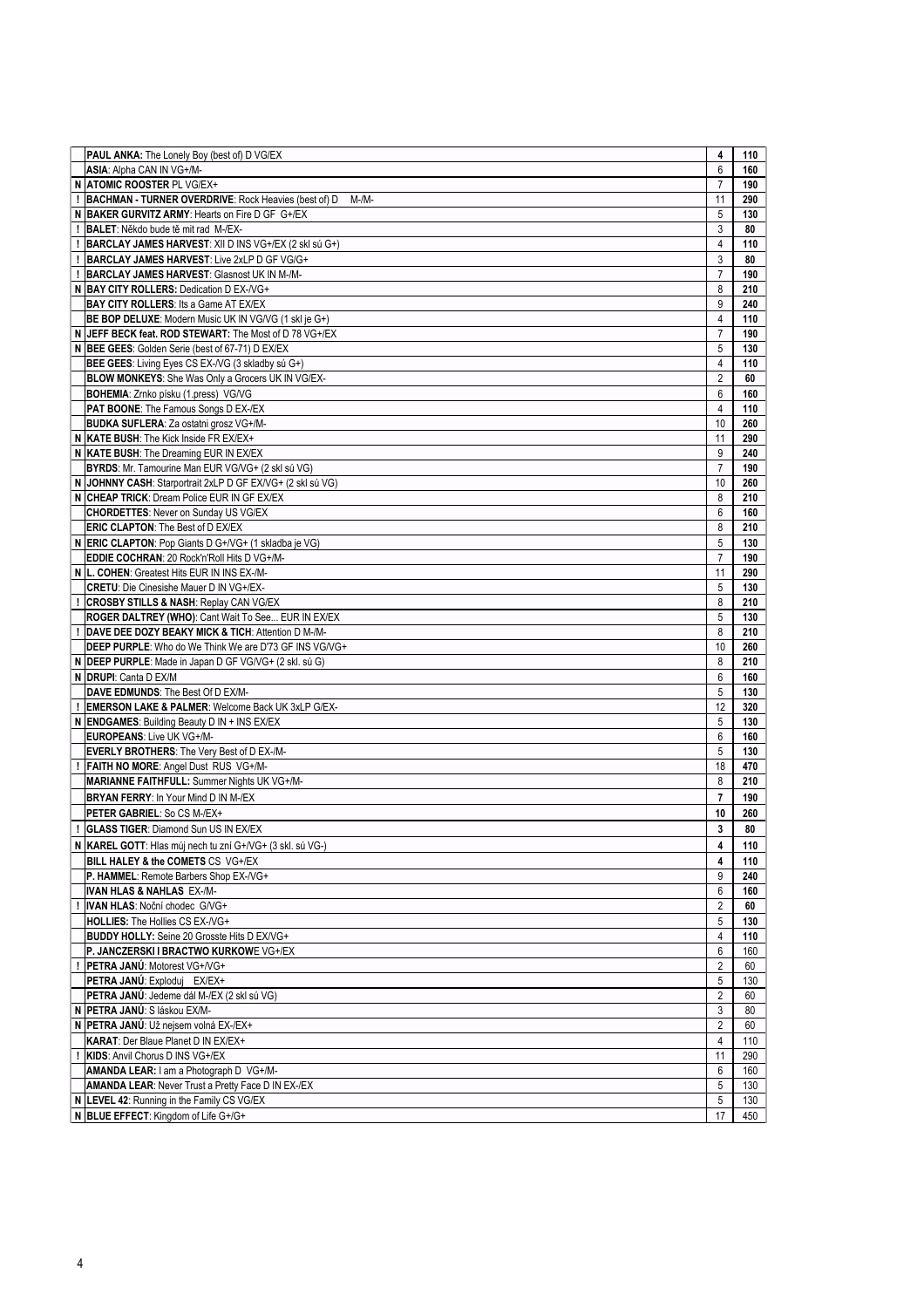| | | | |
|---|---|---|---|
| | **PAUL ANKA:** The Lonely Boy (best of) D VG/EX | 4 | 110 |
| | **ASIA**: Alpha CAN IN VG+/M- | 6 | 160 |
| N | **ATOMIC ROOSTER** PL VG/EX+ | 7 | 190 |
| ! | **BACHMAN - TURNER OVERDRIVE**: Rock Heavies (best of) D M-/M- | 11 | 290 |
| N | **BAKER GURVITZ ARMY**: Hearts on Fire D GF G+/EX | 5 | 130 |
| ! | **BALET**: Někdo bude tě mít rad M-/EX- | 3 | 80 |
| ! | **BARCLAY JAMES HARVEST**: XII D INS VG+/EX (2 skl sú G+) | 4 | 110 |
| ! | **BARCLAY JAMES HARVEST**: Live 2xLP D GF VG/G+ | 3 | 80 |
| ! | **BARCLAY JAMES HARVEST**: Glasnost UK IN M-/M- | 7 | 190 |
| N | **BAY CITY ROLLERS:** Dedication D EX-/VG+ | 8 | 210 |
| | **BAY CITY ROLLERS**: Its a Game AT EX/EX | 9 | 240 |
| | **BE BOP DELUXE**: Modern Music UK IN VG/VG (1 skl je G+) | 4 | 110 |
| N | **JEFF BECK feat. ROD STEWART:** The Most of D 78 VG+/EX | 7 | 190 |
| N | **BEE GEES**: Golden Serie (best of 67-71) D EX/EX | 5 | 130 |
| | **BEE GEES**: Living Eyes CS EX-/VG (3 skladby sú G+) | 4 | 110 |
| | **BLOW MONKEYS**: She Was Only a Grocers UK IN VG/EX- | 2 | 60 |
| | **BOHEMIA**: Zrnko písku (1.press) VG/VG | 6 | 160 |
| | **PAT BOONE**: The Famous Songs D EX-/EX | 4 | 110 |
| | **BUDKA SUFLERA**: Za ostatni grosz VG+/M- | 10 | 260 |
| N | **KATE BUSH**: The Kick Inside FR EX/EX+ | 11 | 290 |
| N | **KATE BUSH**: The Dreaming EUR IN EX/EX | 9 | 240 |
| | **BYRDS**: Mr. Tamourine Man EUR VG/VG+ (2 skl sú VG) | 7 | 190 |
| N | **JOHNNY CASH**: Starportrait 2xLP D GF EX/VG+ (2 skl sú VG) | 10 | 260 |
| N | **CHEAP TRICK**: Dream Police EUR IN GF EX/EX | 8 | 210 |
| | **CHORDETTES**: Never on Sunday US VG/EX | 6 | 160 |
| | **ERIC CLAPTON**: The Best of D EX/EX | 8 | 210 |
| N | **ERIC CLAPTON**: Pop Giants D G+/VG+ (1 skladba je VG) | 5 | 130 |
| | **EDDIE COCHRAN**: 20 Rock'n'Roll Hits D VG+/M- | 7 | 190 |
| N | **L. COHEN**: Greatest Hits EUR IN INS EX-/M- | 11 | 290 |
| | **CRETU**: Die Cinesishe Mauer D IN VG+/EX- | 5 | 130 |
| ! | **CROSBY STILLS & NASH**: Replay CAN VG/EX | 8 | 210 |
| | **ROGER DALTREY (WHO)**: Cant Wait To See... EUR IN EX/EX | 5 | 130 |
| ! | **DAVE DEE DOZY BEAKY MICK & TICH**: Attention D M-/M- | 8 | 210 |
| | **DEEP PURPLE**: Who do We Think We are D'73 GF INS VG/VG+ | 10 | 260 |
| N | **DEEP PURPLE**: Made in Japan D GF VG/VG+ (2 skl. sú G) | 8 | 210 |
| N | **DRUPI**: Canta D EX/M | 6 | 160 |
| | **DAVE EDMUNDS**: The Best Of D EX/M- | 5 | 130 |
| ! | **EMERSON LAKE & PALMER**: Welcome Back UK 3xLP G/EX- | 12 | 320 |
| N | **ENDGAMES**: Building Beauty D IN + INS EX/EX | 5 | 130 |
| | **EUROPEANS**: Live UK VG+/M- | 6 | 160 |
| | **EVERLY BROTHERS**: The Very Best of D EX-/M- | 5 | 130 |
| ! | **FAITH NO MORE**: Angel Dust RUS VG+/M- | 18 | 470 |
| | **MARIANNE FAITHFULL:** Summer Nights UK VG+/M- | 8 | 210 |
| | **BRYAN FERRY**: In Your Mind D IN M-/EX | 7 | 190 |
| | **PETER GABRIEL**: So CS M-/EX+ | 10 | 260 |
| ! | **GLASS TIGER**: Diamond Sun US IN EX/EX | 3 | 80 |
| N | **KAREL GOTT**: Hlas můj nech tu zní G+/VG+ (3 skl. sú VG-) | 4 | 110 |
| | **BILL HALEY & the COMETS** CS VG+/EX | 4 | 110 |
| | **P. HAMMEL**: Remote Barbers Shop EX-/VG+ | 9 | 240 |
| | **IVAN HLAS & NAHLAS** EX-/M- | 6 | 160 |
| ! | **IVAN HLAS**: Noční chodec G/VG+ | 2 | 60 |
| | **HOLLIES:** The Hollies CS EX-/VG+ | 5 | 130 |
| | **BUDDY HOLLY:** Seine 20 Grosste Hits D EX/VG+ | 4 | 110 |
| | **P. JANCZERSKI I BRACTWO KURKOWE** VG+/EX | 6 | 160 |
| ! | **PETRA JANŮ**: Motorest VG+/VG+ | 2 | 60 |
| | **PETRA JANŮ**: Exploduj EX/EX+ | 5 | 130 |
| | **PETRA JANŮ**: Jedeme dál M-/EX (2 skl sú VG) | 2 | 60 |
| N | **PETRA JANŮ**: S láskou EX/M- | 3 | 80 |
| N | **PETRA JANŮ**: Už nejsem volná EX-/EX+ | 2 | 60 |
| | **KARAT**: Der Blaue Planet D IN EX/EX+ | 4 | 110 |
| ! | **KIDS**: Anvil Chorus D INS VG+/EX | 11 | 290 |
| | **AMANDA LEAR:** I am a Photograph D VG+/M- | 6 | 160 |
| | **AMANDA LEAR**: Never Trust a Pretty Face D IN EX-/EX | 5 | 130 |
| N | **LEVEL 42**: Running in the Family CS VG/EX | 5 | 130 |
| N | **BLUE EFFECT**: Kingdom of Life G+/G+ | 17 | 450 |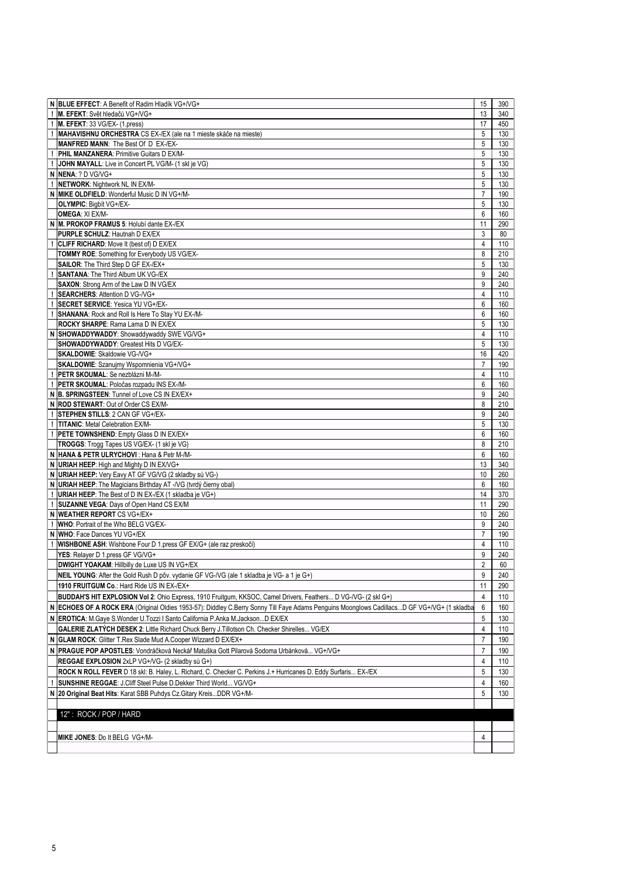| | | | |
|---|---|---|---|
| N | **BLUE EFFECT**: A Benefit of Radim Hladík VG+/VG+ | 15 | 390 |
| ! | **M. EFEKT**: Svět hledačů VG+/VG+ | 13 | 340 |
| ! | **M. EFEKT**: 33 VG/EX- (1.press) | 17 | 450 |
| ! | **MAHAVISHNU ORCHESTRA** CS EX-/EX (ale na 1 mieste skáče na mieste) | 5 | 130 |
| | **MANFRED MANN**: The Best Of D EX-/EX- | 5 | 130 |
| ! | **PHIL MANZANERA**: Primitive Guitars D EX/M- | 5 | 130 |
| ! | **JOHN MAYALL**: Live in Concert PL VG/M- (1 skl je VG) | 5 | 130 |
| N | **NENA**: ? D VG/VG+ | 5 | 130 |
| ! | **NETWORK**: Nightwork NL IN EX/M- | 5 | 130 |
| N | **MIKE OLDFIELD**: Wonderful Music D IN VG+/M- | 7 | 190 |
| | **OLYMPIC**: Bigbít VG+/EX- | 5 | 130 |
| | **OMEGA**: XI EX/M- | 6 | 160 |
| N | **M. PROKOP FRAMUS 5**: Holubí dante EX-/EX | 11 | 290 |
| | **PURPLE SCHULZ**: Hautnah D EX/EX | 3 | 80 |
| ! | **CLIFF RICHARD**: Move It (best of) D EX/EX | 4 | 110 |
| | **TOMMY ROE**: Something for Everybody US VG/EX- | 8 | 210 |
| | **SAILOR**: The Third Step D GF EX-/EX+ | 5 | 130 |
| ! | **SANTANA**: The Third Album UK VG-/EX | 9 | 240 |
| | **SAXON**: Strong Arm of the Law D IN VG/EX | 9 | 240 |
| ! | **SEARCHERS**: Attention D VG-/VG+ | 4 | 110 |
| ! | **SECRET SERVICE**: Yesica YU VG+/EX- | 6 | 160 |
| ! | **SHANANA**: Rock and Roll Is Here To Stay YU EX-/M- | 6 | 160 |
| | **ROCKY SHARPE**: Rama Lama D IN EX/EX | 5 | 130 |
| N | **SHOWADDYWADDY**: Showaddywaddy SWE VG/VG+ | 4 | 110 |
| | **SHOWADDYWADDY**: Greatest Hits D VG/EX- | 5 | 130 |
| | **SKALDOWIE**: Skaldowie VG-/VG+ | 16 | 420 |
| | **SKALDOWIE**: Szanujmy Wspomnienia VG+/VG+ | 7 | 190 |
| ! | **PETR SKOUMAL**: Se nezblázni M-/M- | 4 | 110 |
| ! | **PETR SKOUMAL**: Poločas rozpadu INS EX-/M- | 6 | 160 |
| N | **B. SPRINGSTEEN**: Tunnel of Love CS IN EX/EX+ | 9 | 240 |
| N | **ROD STEWART**: Out of Order CS EX/M- | 8 | 210 |
| ! | **STEPHEN STILLS**: 2 CAN GF VG+/EX- | 9 | 240 |
| ! | **TITANIC**: Metal Celebration EX/M- | 5 | 130 |
| ! | **PETE TOWNSHEND**: Empty Glass D IN EX/EX+ | 6 | 160 |
| | **TROGGS**: Trogg Tapes US VG/EX- (1 skl je VG) | 8 | 210 |
| N | **HANA & PETR ULRYCHOVI** : Hana & Petr M-/M- | 6 | 160 |
| N | **URIAH HEEP**: High and Mighty D IN EX/VG+ | 13 | 340 |
| N | **URIAH HEEP**: Very Eavy AT GF VG/VG (2 skladby sú VG-) | 10 | 260 |
| N | **URIAH HEEP**: The Magicians Birthday AT -/VG (tvrdý čierny obal) | 6 | 160 |
| ! | **URIAH HEEP**: The Best of D IN EX-/EX (1 skladba je VG+) | 14 | 370 |
| ! | **SUZANNE VEGA**: Days of Open Hand CS EX/M | 11 | 290 |
| N | **WEATHER REPORT** CS VG+/EX+ | 10 | 260 |
| ! | **WHO**: Portrait of the Who BELG VG/EX- | 9 | 240 |
| N | **WHO**: Face Dances YU VG+/EX | 7 | 190 |
| ! | **WISHBONE ASH**: Wishbone Four D 1.press GF EX/G+ (ale raz preskočí) | 4 | 110 |
| | **YES**: Relayer D 1.press GF VG/VG+ | 9 | 240 |
| | **DWIGHT YOAKAM**: Hillbilly de Luxe US IN VG+/EX | 2 | 60 |
| | **NEIL YOUNG**: After the Gold Rush D pôv. vydanie GF VG-/VG (ale 1 skladba je VG- a 1 je G+) | 9 | 240 |
| | **1910 FRUITGUM Co.**: Hard Ride US IN EX-/EX+ | 11 | 290 |
| | **BUDDAH'S HIT EXPLOSION Vol 2**: Ohio Express, 1910 Fruitgum, KKSOC, Camel Drivers, Feathers... D VG-/VG- (2 skl G+) | 4 | 110 |
| N | **ECHOES OF A ROCK ERA** (Original Oldies 1953-57): Diddley C.Berry Sonny Till Faye Adams Penguins Moonglows Cadillacs...D GF VG+/VG+ (1 skladba | 6 | 160 |
| N | **EROTICA**: M.Gaye S.Wonder U.Tozzi I Santo California P.Anka M.Jackson...D EX/EX | 5 | 130 |
| | **GALERIE ZLATÝCH DESEK 2**: Little Richard Chuck Berry J.Tillotson Ch. Checker Shirelles... VG/EX | 4 | 110 |
| N | **GLAM ROCK**: Glitter T.Rex Slade Mud A.Cooper Wizzard D EX/EX+ | 7 | 190 |
| N | **PRAGUE POP APOSTLES**: Vondráčková Neckář Matuška Gott Pilarová Sodoma Urbánková... VG+/VG+ | 7 | 190 |
| | **REGGAE EXPLOSION** 2xLP VG+/VG- (2 skladby sú G+) | 4 | 110 |
| | **ROCK N ROLL FEVER** D 18 skl: B. Haley, L. Richard, C. Checker C. Perkins J.+ Hurricanes D. Eddy Surfaris... EX-/EX | 5 | 130 |
| ! | **SUNSHINE REGGAE**: J.Cliff Steel Pulse D.Dekker Third World... VG/VG+ | 4 | 160 |
| N | **20 Original Beat Hits**: Karat SBB Puhdys Cz.Gitary Kreis...DDR VG+/M- | 5 | 130 |
| | | | |
| | **12" : ROCK / POP / HARD** | | |
| | | | |
| | **MIKE JONES**: Do It BELG VG+/M- | 4 | |
| | | | |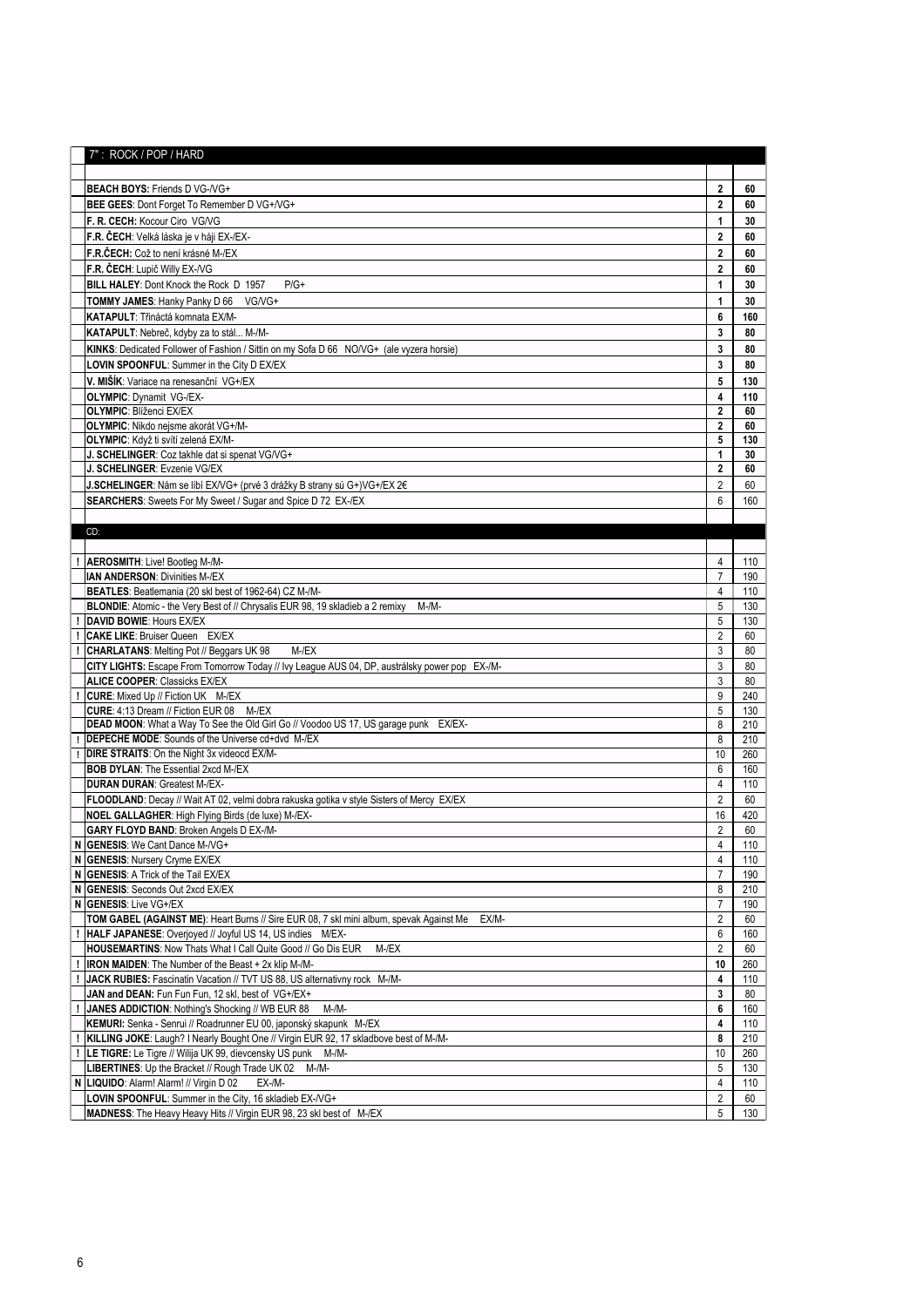| | 7" : ROCK / POP / HARD | | |
|---|---|---|---|
| | | | |
| | **BEACH BOYS:** Friends D VG-/VG+ | **2** | **60** |
| | **BEE GEES**: Dont Forget To Remember D VG+/VG+ | **2** | **60** |
| | **F. R. CECH:** Kocour Ciro VG/VG | **1** | **30** |
| | **F.R. ČECH**: Velká láska je v háji EX-/EX- | **2** | **60** |
| | **F.R.ČECH:** Což to není krásné M-/EX | **2** | **60** |
| | **F.R. ČECH**: Lupič Willy EX-/VG | **2** | **60** |
| | **BILL HALEY**: Dont Knock the Rock D 1957 P/G+ | **1** | **30** |
| | **TOMMY JAMES**: Hanky Panky D 66 VG/VG+ | **1** | **30** |
| | **KATAPULT**: Třináctá komnata EX/M- | **6** | **160** |
| | **KATAPULT**: Nebreč, kdyby za to stál... M-/M- | **3** | **80** |
| | **KINKS**: Dedicated Follower of Fashion / Sittin on my Sofa D 66 NO/VG+ (ale vyzera horsie) | **3** | **80** |
| | **LOVIN SPOONFUL**: Summer in the City D EX/EX | **3** | **80** |
| | **V. MIŠÍK**: Variace na renesanční VG+/EX | **5** | **130** |
| | **OLYMPIC**: Dynamit VG-/EX- | **4** | **110** |
| | **OLYMPIC**: Blíženci EX/EX | **2** | **60** |
| | **OLYMPIC**: Nikdo nejsme akorát VG+/M- | **2** | **60** |
| | **OLYMPIC**: Když ti svítí zelená EX/M- | **5** | **130** |
| | **J. SCHELINGER**: Coz takhle dat si spenat VG/VG+ | **1** | **30** |
| | **J. SCHELINGER**: Evzenie VG/EX | **2** | **60** |
| | **J.SCHELINGER**: Nám se líbí EX/VG+ (prvé 3 drážky B strany sú G+)VG+/EX 2€ | 2 | 60 |
| | **SEARCHERS**: Sweets For My Sweet / Sugar and Spice D 72 EX-/EX | 6 | 160 |
| | | | |
| | CD: | | |
| | | | |
| ! | **AEROSMITH**: Live! Bootleg M-/M- | 4 | 110 |
| | **IAN ANDERSON**: Divinities M-/EX | 7 | 190 |
| | **BEATLES**: Beatlemania (20 skl best of 1962-64) CZ M-/M- | 4 | 110 |
| | **BLONDIE**: Atomic - the Very Best of // Chrysalis EUR 98, 19 skladieb a 2 remixy M-/M- | 5 | 130 |
| ! | **DAVID BOWIE**: Hours EX/EX | 5 | 130 |
| ! | **CAKE LIKE**: Bruiser Queen EX/EX | 2 | 60 |
| ! | **CHARLATANS**: Melting Pot // Beggars UK 98 M-/EX | 3 | 80 |
| | **CITY LIGHTS:** Escape From Tomorrow Today // Ivy League AUS 04, DP, austrálsky power pop EX-/M- | 3 | 80 |
| | **ALICE COOPER**: Classicks EX/EX | 3 | 80 |
| ! | **CURE**: Mixed Up // Fiction UK M-/EX | 9 | 240 |
| | **CURE**: 4:13 Dream // Fiction EUR 08 M-/EX | 5 | 130 |
| | **DEAD MOON**: What a Way To See the Old Girl Go // Voodoo US 17, US garage punk EX/EX- | 8 | 210 |
| ! | **DEPECHE MODE**: Sounds of the Universe cd+dvd M-/EX | 8 | 210 |
| ! | **DIRE STRAITS**: On the Night 3x videocd EX/M- | 10 | 260 |
| | **BOB DYLAN**: The Essential 2xcd M-/EX | 6 | 160 |
| | **DURAN DURAN**: Greatest M-/EX- | 4 | 110 |
| | **FLOODLAND**: Decay // Wait AT 02, velmi dobra rakuska gotika v style Sisters of Mercy EX/EX | 2 | 60 |
| | **NOEL GALLAGHER**: High Flying Birds (de luxe) M-/EX- | 16 | 420 |
| | **GARY FLOYD BAND**: Broken Angels D EX-/M- | 2 | 60 |
| N | **GENESIS**: We Cant Dance M-/VG+ | 4 | 110 |
| N | **GENESIS**: Nursery Cryme EX/EX | 4 | 110 |
| N | **GENESIS**: A Trick of the Tail EX/EX | 7 | 190 |
| N | **GENESIS**: Seconds Out 2xcd EX/EX | 8 | 210 |
| N | **GENESIS**: Live VG+/EX | 7 | 190 |
| | **TOM GABEL (AGAINST ME)**: Heart Burns // Sire EUR 08, 7 skl mini album, spevak Against Me EX/M- | 2 | 60 |
| ! | **HALF JAPANESE**: Overjoyed // Joyful US 14, US indies M/EX- | 6 | 160 |
| | **HOUSEMARTINS**: Now Thats What I Call Quite Good // Go Dis EUR M-/EX | 2 | 60 |
| ! | **IRON MAIDEN**: The Number of the Beast + 2x klip M-/M- | **10** | 260 |
| ! | **JACK RUBIES:** Fascinatin Vacation // TVT US 88, US alternativny rock M-/M- | **4** | 110 |
| | **JAN and DEAN:** Fun Fun Fun, 12 skl, best of VG+/EX+ | **3** | 80 |
| ! | **JANES ADDICTION**: Nothing's Shocking // WB EUR 88 M-/M- | **6** | 160 |
| | **KEMURI:** Senka - Senrui // Roadrunner EU 00, japonský skapunk M-/EX | **4** | 110 |
| ! | **KILLING JOKE**: Laugh? I Nearly Bought One // Virgin EUR 92, 17 skladbove best of M-/M- | **8** | 210 |
| ! | **LE TIGRE:** Le Tigre // Wilija UK 99, dievcensky US punk M-/M- | 10 | 260 |
| | **LIBERTINES**: Up the Bracket // Rough Trade UK 02 M-/M- | 5 | 130 |
| N | **LIQUIDO**: Alarm! Alarm! // Virgin D 02 EX-/M- | 4 | 110 |
| | **LOVIN SPOONFUL**: Summer in the City, 16 skladieb EX-/VG+ | 2 | 60 |
| | **MADNESS**: The Heavy Heavy Hits // Virgin EUR 98, 23 skl best of M-/EX | 5 | 130 |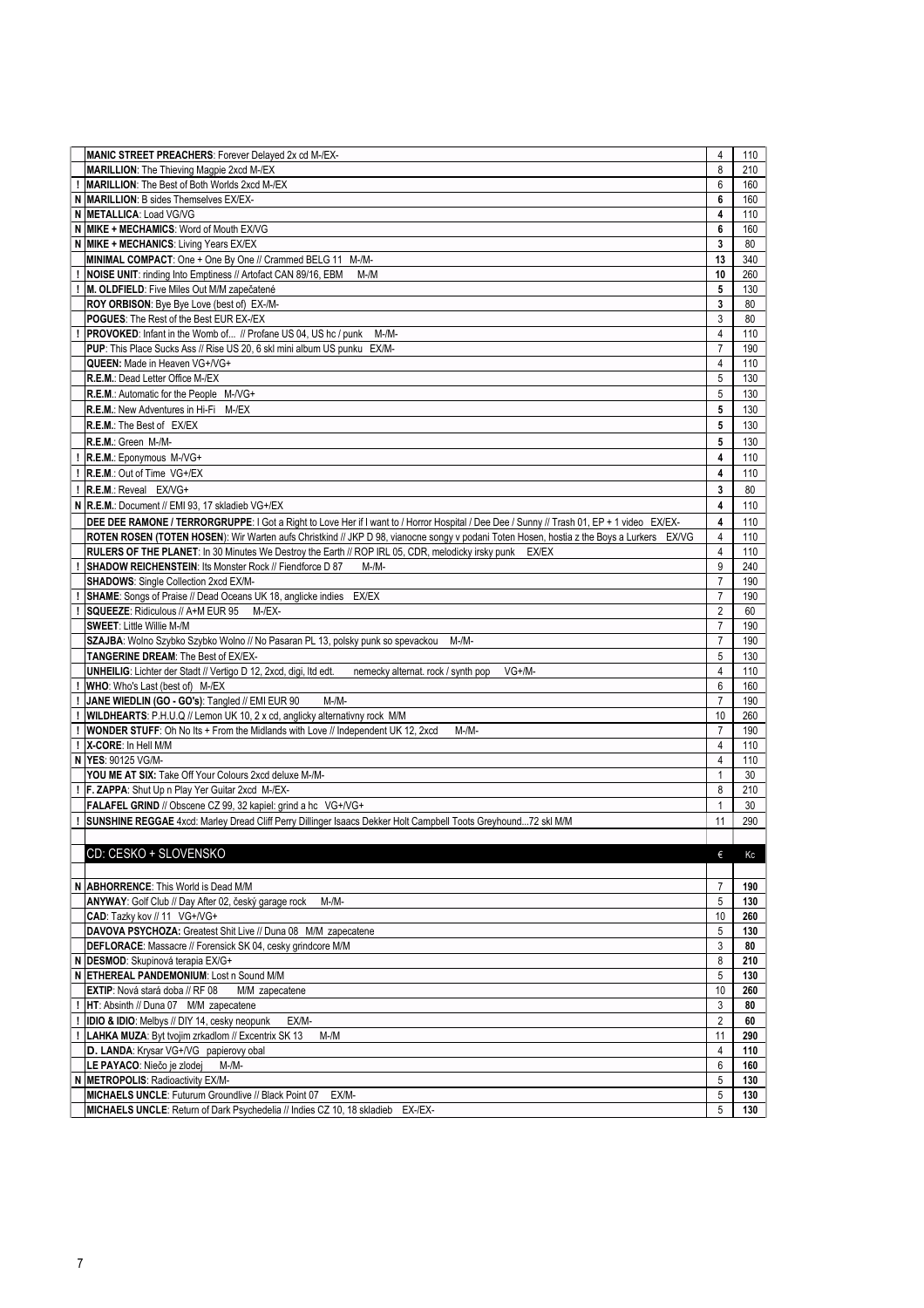| | | € | Kc |
|---|---|---|---|
| | **MANIC STREET PREACHERS**: Forever Delayed 2x cd M-/EX- | 4 | 110 |
| | **MARILLION**: The Thieving Magpie 2xcd M-/EX | 8 | 210 |
| ! | **MARILLION**: The Best of Both Worlds 2xcd M-/EX | 6 | 160 |
| N | **MARILLION**: B sides Themselves EX/EX- | 6 | 160 |
| N | **METALLICA**: Load VG/VG | 4 | 110 |
| N | **MIKE + MECHAMICS**: Word of Mouth EX/VG | 6 | 160 |
| N | **MIKE + MECHANICS**: Living Years EX/EX | 3 | 80 |
| | **MINIMAL COMPACT**: One + One By One // Crammed BELG 11 M-/M- | 13 | 340 |
| ! | **NOISE UNIT**: rinding Into Emptiness // Artofact CAN 89/16, EBM M-/M | 10 | 260 |
| ! | **M. OLDFIELD**: Five Miles Out M/M zapečatené | 5 | 130 |
| | **ROY ORBISON**: Bye Bye Love (best of) EX-/M- | 3 | 80 |
| | **POGUES**: The Rest of the Best EUR EX-/EX | 3 | 80 |
| ! | **PROVOKED**: Infant in the Womb of... // Profane US 04, US hc / punk M-/M- | 4 | 110 |
| | **PUP**: This Place Sucks Ass // Rise US 20, 6 skl mini album US punku EX/M- | 7 | 190 |
| | **QUEEN**: Made in Heaven VG+/VG+ | 4 | 110 |
| | **R.E.M.**: Dead Letter Office M-/EX | 5 | 130 |
| | **R.E.M.**: Automatic for the People M-/VG+ | 5 | 130 |
| | **R.E.M.**: New Adventures in Hi-Fi M-/EX | 5 | 130 |
| | **R.E.M.**: The Best of EX/EX | 5 | 130 |
| | **R.E.M.**: Green M-/M- | 5 | 130 |
| ! | **R.E.M.**: Eponymous M-/VG+ | 4 | 110 |
| ! | **R.E.M.**: Out of Time VG+/EX | 4 | 110 |
| ! | **R.E.M.**: Reveal EX/VG+ | 3 | 80 |
| N | **R.E.M.**: Document // EMI 93, 17 skladieb VG+/EX | 4 | 110 |
| | **DEE DEE RAMONE / TERRORGRUPPE**: I Got a Right to Love Her if I want to / Horror Hospital / Dee Dee / Sunny // Trash 01, EP + 1 video EX/EX- | 4 | 110 |
| | **ROTEN ROSEN (TOTEN HOSEN)**: Wir Warten aufs Christkind // JKP D 98, vianocne songy v podani Toten Hosen, hostia z the Boys a Lurkers EX/VG | 4 | 110 |
| | **RULERS OF THE PLANET**: In 30 Minutes We Destroy the Earth // ROP IRL 05, CDR, melodicky irsky punk EX/EX | 4 | 110 |
| ! | **SHADOW REICHENSTEIN**: Its Monster Rock // Fiendforce D 87 M-/M- | 9 | 240 |
| | **SHADOWS**: Single Collection 2xcd EX/M- | 7 | 190 |
| ! | **SHAME**: Songs of Praise // Dead Oceans UK 18, anglicke indies EX/EX | 7 | 190 |
| ! | **SQUEEZE**: Ridiculous // A+M EUR 95 M-/EX- | 2 | 60 |
| | **SWEET**: Little Willie M-/M | 7 | 190 |
| | **SZAJBA**: Wolno Szybko Szybko Wolno // No Pasaran PL 13, polsky punk so spevackou M-/M- | 7 | 190 |
| | **TANGERINE DREAM**: The Best of EX/EX- | 5 | 130 |
| | **UNHEILIG**: Lichter der Stadt // Vertigo D 12, 2xcd, digi, ltd edt. nemecky alternat. rock / synth pop VG+/M- | 4 | 110 |
| ! | **WHO**: Who's Last (best of) M-/EX | 6 | 160 |
| ! | **JANE WIEDLIN (GO - GO's)**: Tangled // EMI EUR 90 M-/M- | 7 | 190 |
| ! | **WILDHEARTS**: P.H.U.Q // Lemon UK 10, 2 x cd, anglicky alternativny rock M/M | 10 | 260 |
| ! | **WONDER STUFF**: Oh No Its + From the Midlands with Love // Independent UK 12, 2xcd M-/M- | 7 | 190 |
| ! | **X-CORE**: In Hell M/M | 4 | 110 |
| N | **YES**: 90125 VG/M- | 4 | 110 |
| | **YOU ME AT SIX**: Take Off Your Colours 2xcd deluxe M-/M- | 1 | 30 |
| ! | **F. ZAPPA**: Shut Up n Play Yer Guitar 2xcd M-/EX- | 8 | 210 |
| | **FALAFEL GRIND** // Obscene CZ 99, 32 kapiel: grind a hc VG+/VG+ | 1 | 30 |
| ! | **SUNSHINE REGGAE** 4xcd: Marley Dread Cliff Perry Dillinger Isaacs Dekker Holt Campbell Toots Greyhound...72 skl M/M | 11 | 290 |

## CD: CESKO + SLOVENSKO

| | | € | Kc |
|---|---|---|---|
| N | **ABHORRENCE**: This World is Dead M/M | 7 | 190 |
| | **ANYWAY**: Golf Club // Day After 02, český garage rock M-/M- | 5 | 130 |
| | **CAD**: Tazky kov // 11 VG+/VG+ | 10 | 260 |
| | **DAVOVA PSYCHOZA:** Greatest Shit Live // Duna 08 M/M zapecatene | 5 | 130 |
| | **DEFLORACE**: Massacre // Forensick SK 04, cesky grindcore M/M | 3 | 80 |
| N | **DESMOD**: Skupinová terapia EX/G+ | 8 | 210 |
| N | **ETHEREAL PANDEMONIUM**: Lost n Sound M/M | 5 | 130 |
| | **EXTIP**: Nová stará doba // RF 08 M/M zapecatene | 10 | 260 |
| ! | **HT**: Absinth // Duna 07 M/M zapecatene | 3 | 80 |
| ! | **IDIO & IDIO**: Melbys // DIY 14, cesky neopunk EX/M- | 2 | 60 |
| ! | **LAHKA MUZA**: Byt tvojim zrkadlom // Excentrix SK 13 M-/M | 11 | 290 |
| | **D. LANDA**: Krysar VG+/VG papierovy obal | 4 | 110 |
| | **LE PAYACO**: Niečo je zlodej M-/M- | 6 | 160 |
| N | **METROPOLIS**: Radioactivity EX/M- | 5 | 130 |
| | **MICHAELS UNCLE**: Futurum Groundlive // Black Point 07 EX/M- | 5 | 130 |
| | **MICHAELS UNCLE**: Return of Dark Psychedelia // Indies CZ 10, 18 skladieb EX-/EX- | 5 | 130 |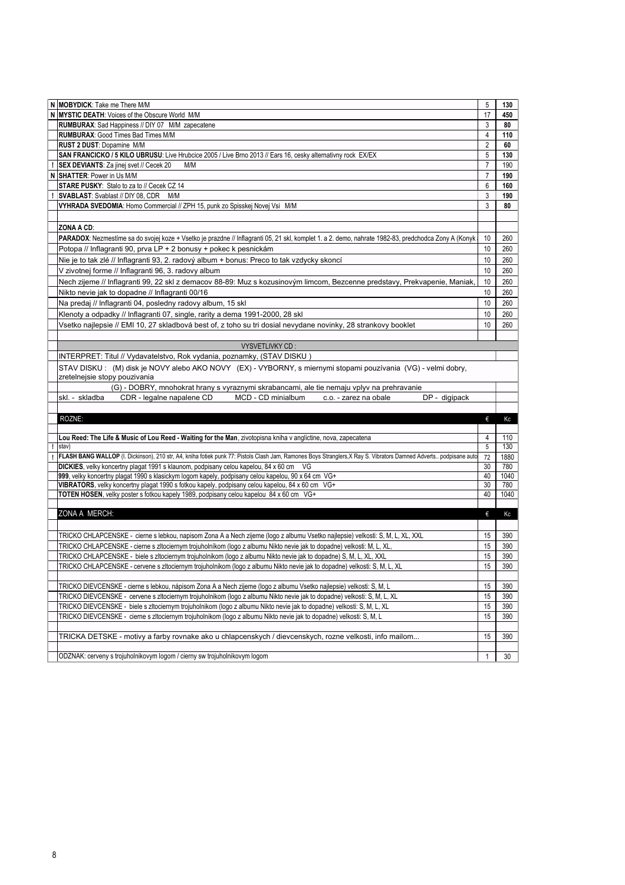| | | | |
|---|---|---|---|
| N | **MOBYDICK**: Take me There M/M | 5 | **130** |
| N | **MYSTIC DEATH**: Voices of the Obscure World M/M | 17 | **450** |
| | **RUMBURAX**: Sad Happiness // DIY 07 M/M zapecatene | 3 | **80** |
| | **RUMBURAX**: Good Times Bad Times M/M | 4 | **110** |
| | **RUST 2 DUST**: Dopamine M/M | 2 | **60** |
| | **SAN FRANCICKO / 5 KILO UBRUSU**: Live Hrubcice 2005 / Live Brno 2013 // Ears 16, cesky alternativny rock EX/EX | 5 | **130** |
| ! | **SEX DEVIANTS**: Za jinej svet // Cecek 20 M/M | 7 | 190 |
| N | **SHATTER**: Power in Us M/M | 7 | **190** |
| | **STARE PUSKY**: Stalo to za to // Cecek CZ 14 | 6 | **160** |
| ! | **SVABLAST**: Svablast // DIY 08, CDR M/M | 3 | **190** |
| | **VYHRADA SVEDOMIA**: Homo Commercial // ZPH 15, punk zo Spisskej Novej Vsi M/M | 3 | **80** |
| | | | |
| | **ZONA A CD**: | | |
| | **PARADOX**: Nezmestíme sa do svojej koze + Vsetko je prazdne // Inflagranti 05, 21 skl, komplet 1. a 2. demo, nahrate 1982-83, predchodca Zony A (Konyk | 10 | 260 |
| | Potopa // Inflagranti 90, prva LP + 2 bonusy + pokec k pesnickám | 10 | 260 |
| | Nie je to tak zlé // Inflagranti 93, 2. radový album + bonus: Preco to tak vzdycky skoncí | 10 | 260 |
| | V zivotnej forme // Inflagranti 96, 3. radovy album | 10 | 260 |
| | Nech zijeme // Inflagranti 99, 22 skl z demacov 88-89: Muz s kozusinovým limcom, Bezcenne predstavy, Prekvapenie, Maniak, | 10 | 260 |
| | Nikto nevie jak to dopadne // Inflagranti 00/16 | 10 | 260 |
| | Na predaj // Inflagranti 04, posledny radovy album, 15 skl | 10 | 260 |
| | Klenoty a odpadky // Inflagranti 07, single, rarity a dema 1991-2000, 28 skl | 10 | 260 |
| | Vsetko najlepsie // EMI 10, 27 skladbová best of, z toho su tri dosial nevydane novinky, 28 strankovy booklet | 10 | 260 |
| | | | |
| | VYSVETLIVKY CD : | | |
| | INTERPRET: Titul // Vydavatelstvo, Rok vydania, poznamky, (STAV DISKU ) | | |
| | STAV DISKU : (M) disk je NOVY alebo AKO NOVY (EX) - VYBORNY, s miernymi stopami používania (VG) - velmi dobry, zretelnejsie stopy pouzivania | | |
| | (G) - DOBRY, mnohokrat hrany s vyraznymi skrabancami, ale tie nemaju vplyv na prehravanie | | |
| | skl. - skladba CDR - legalne napalene CD MCD - CD minialbum c.o. - zarez na obale DP - digipack | | |
| | | | |
| | ROZNE: | € | Kc |
| | | | |
| | **Lou Reed: The Life & Music of Lou Reed - Waiting for the Man**, zivotopisna kniha v anglictine, nova, zapecatena | 4 | 110 |
| ! | stav) | 5 | 130 |
| ! | **FLASH BANG WALLOP** (I. Dickinson), 210 str, A4, kniha fotiek punk 77: Pistols Clash Jam, Ramones Boys Stranglers,X Ray S. Vibrators Damned Adverts.. podpisane auto | 72 | 1880 |
| | **DICKIES**, velky koncertny plagat 1991 s klaunom, podpisany celou kapelou, 84 x 60 cm VG | 30 | 780 |
| | **999**, velky koncertny plagat 1990 s klasickym logom kapely, podpisany celou kapelou, 90 x 64 cm VG+ | 40 | 1040 |
| | **VIBRATORS**, velky koncertny plagat 1990 s fotkou kapely, podpisany celou kapelou, 84 x 60 cm VG+ | 30 | 780 |
| | **TOTEN HOSEN**, velky poster s fotkou kapely 1989, podpisany celou kapelou 84 x 60 cm VG+ | 40 | 1040 |
| | | | |
| | ZONA A MERCH: | € | Kc |
| | | | |
| | TRICKO CHLAPCENSKE - cierne s lebkou, napisom Zona A a Nech zijeme (logo z albumu Vsetko najlepsie) velkosti: S, M, L, XL, XXL | 15 | 390 |
| | TRICKO CHLAPCENSKE - cierne s zltociernym trojuholníkom (logo z albumu Nikto nevie jak to dopadne) velkosti: M, L, XL, | 15 | 390 |
| | TRICKO CHLAPCENSKE - biele s zltociernym trojuholnikom (logo z albumu Nikto nevie jak to dopadne) S, M, L, XL, XXL | 15 | 390 |
| | TRICKO CHLAPCENSKE - cervene s zltociernym trojuholnikom (logo z albumu Nikto nevie jak to dopadne) velkosti: S, M, L, XL | 15 | 390 |
| | | | |
| | TRICKO DIEVCENSKE - cierne s lebkou, nápisom Zona A a Nech zijeme (logo z albumu Vsetko najlepsie) velkosti: S, M, L | 15 | 390 |
| | TRICKO DIEVCENSKE - cervene s zltociernym trojuholnikom (logo z albumu Nikto nevie jak to dopadne) velkosti: S, M, L, XL | 15 | 390 |
| | TRICKO DIEVCENSKE - biele s zltociernym trojuholnikom (logo z albumu Nikto nevie jak to dopadne) velkosti: S, M, L, XL | 15 | 390 |
| | TRICKO DIEVCENSKE - cierne s zltociernym trojuholnikom (logo z albumu Nikto nevie jak to dopadne) velkosti: S, M, L | 15 | 390 |
| | | | |
| | TRICKA DETSKE - motivy a farby rovnake ako u chlapcenskych / dievcenskych, rozne velkosti, info mailom... | 15 | 390 |
| | | | |
| | ODZNAK: cerveny s trojuholnikovym logom / cierny sw trojuholnikovym logom | 1 | 30 |